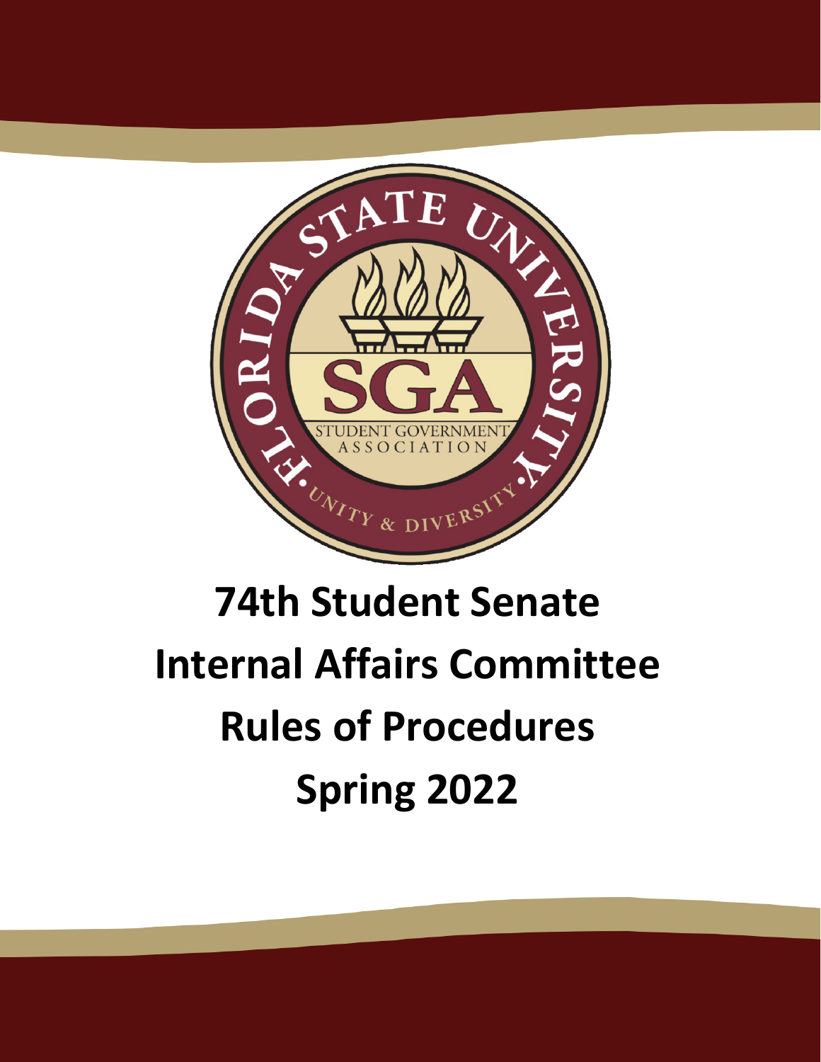# 74th Student Senate Internal Affairs Committee Rules of Procedures Spring 2022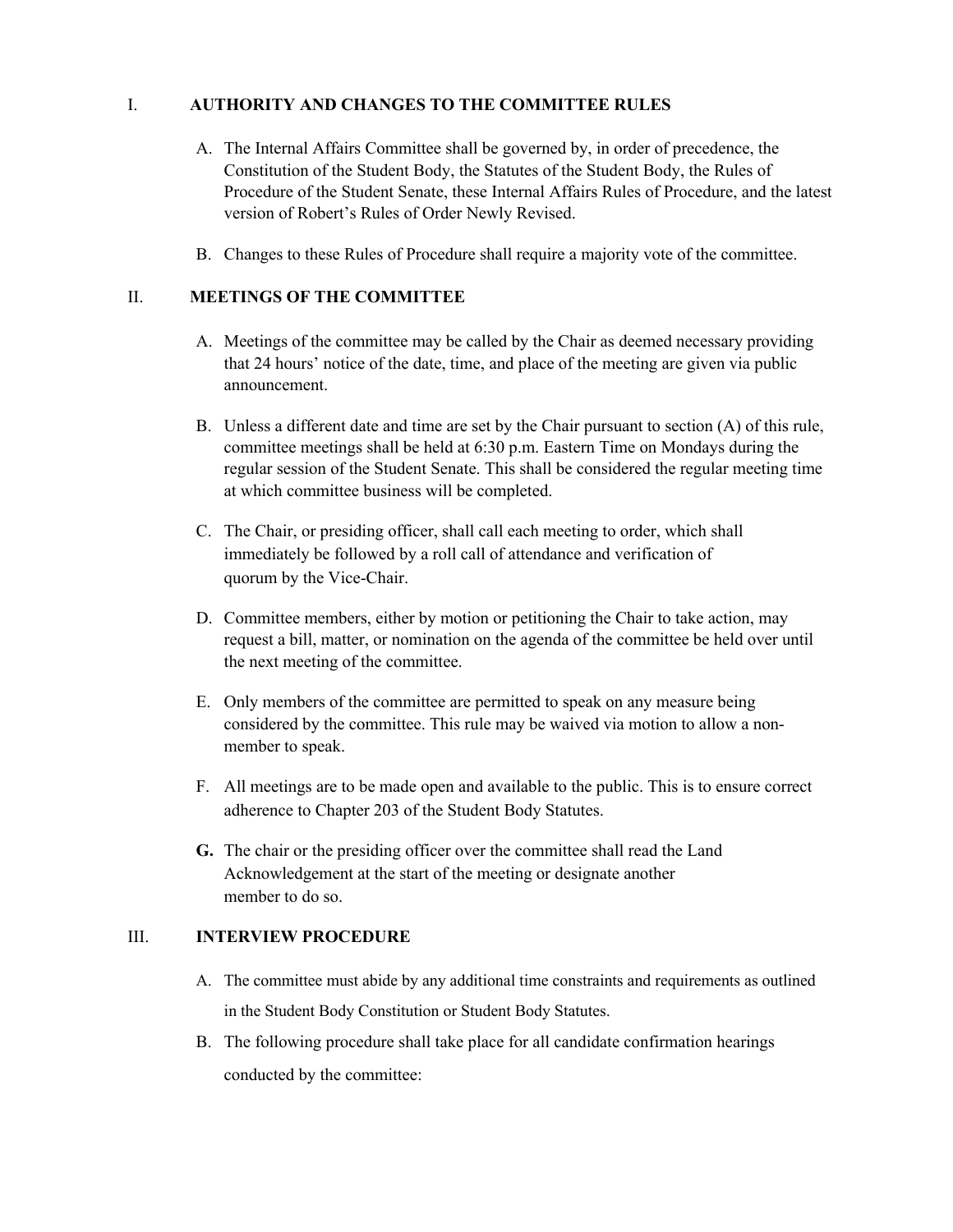## I. AUTHORITY AND CHANGES TO THE COMMITTEE RULES

A. The Internal Affairs Committee shall be governed by, in order of precedence, the Constitution of the Student Body, the Statutes of the Student Body, the Rules of Procedure of the Student Senate, these Internal Affairs Rules of Procedure, and the latest version of Robert's Rules of Order Newly Revised.

B. Changes to these Rules of Procedure shall require a majority vote of the committee.

## II. MEETINGS OF THE COMMITTEE

A. Meetings of the committee may be called by the Chair as deemed necessary providing that 24 hours' notice of the date, time, and place of the meeting are given via public announcement.

B. Unless a different date and time are set by the Chair pursuant to section (A) of this rule, committee meetings shall be held at 6:30 p.m. Eastern Time on Mondays during the regular session of the Student Senate. This shall be considered the regular meeting time at which committee business will be completed.

C. The Chair, or presiding officer, shall call each meeting to order, which shall immediately be followed by a roll call of attendance and verification of quorum by the Vice-Chair.

D. Committee members, either by motion or petitioning the Chair to take action, may request a bill, matter, or nomination on the agenda of the committee be held over until the next meeting of the committee.

E. Only members of the committee are permitted to speak on any measure being considered by the committee. This rule may be waived via motion to allow a non-member to speak.

F. All meetings are to be made open and available to the public. This is to ensure correct adherence to Chapter 203 of the Student Body Statutes.

**G.** The chair or the presiding officer over the committee shall read the Land Acknowledgement at the start of the meeting or designate another member to do so.

## III. INTERVIEW PROCEDURE

A. The committee must abide by any additional time constraints and requirements as outlined in the Student Body Constitution or Student Body Statutes.

B. The following procedure shall take place for all candidate confirmation hearings conducted by the committee: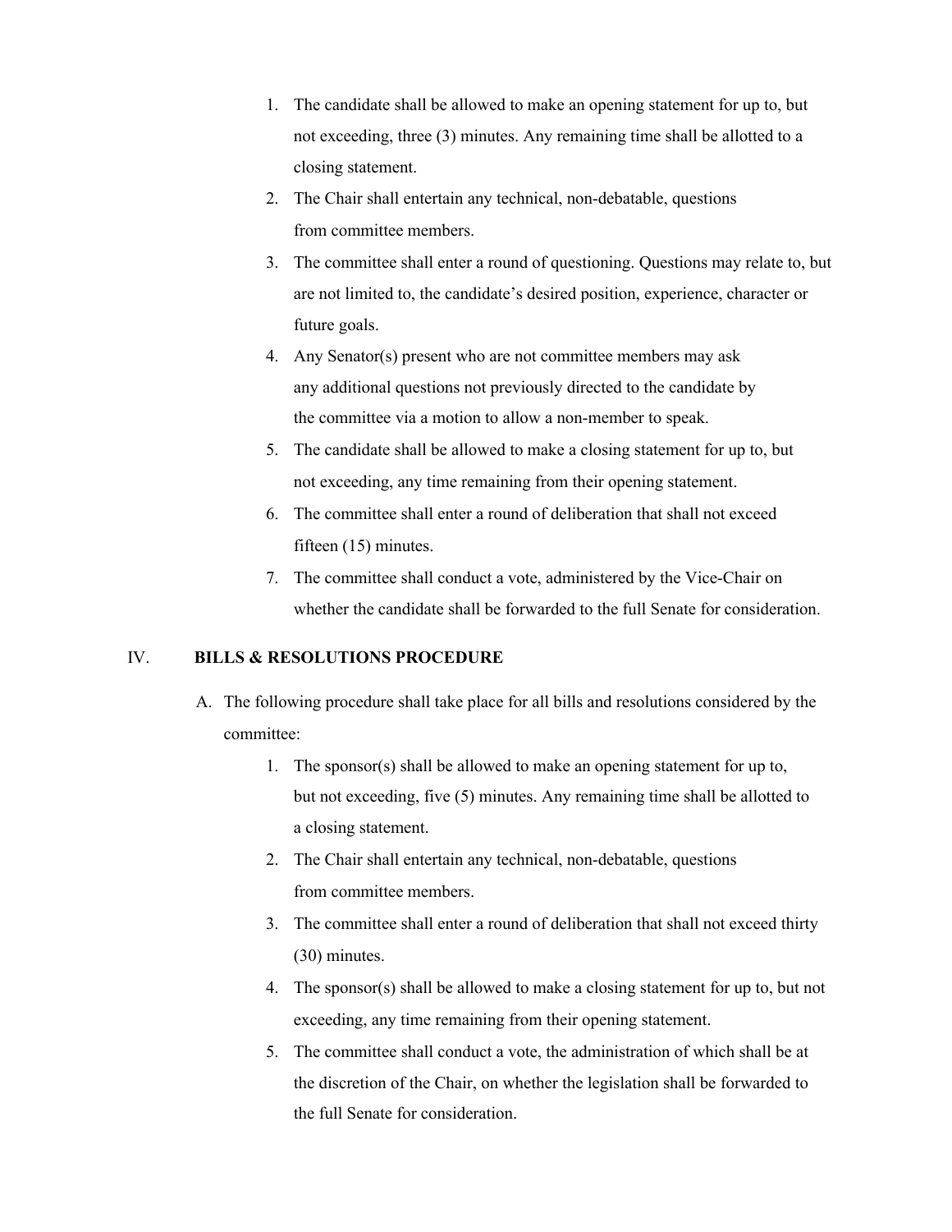1. The candidate shall be allowed to make an opening statement for up to, but not exceeding, three (3) minutes. Any remaining time shall be allotted to a closing statement.
2. The Chair shall entertain any technical, non-debatable, questions from committee members.
3. The committee shall enter a round of questioning. Questions may relate to, but are not limited to, the candidate's desired position, experience, character or future goals.
4. Any Senator(s) present who are not committee members may ask any additional questions not previously directed to the candidate by the committee via a motion to allow a non-member to speak.
5. The candidate shall be allowed to make a closing statement for up to, but not exceeding, any time remaining from their opening statement.
6. The committee shall enter a round of deliberation that shall not exceed fifteen (15) minutes.
7. The committee shall conduct a vote, administered by the Vice-Chair on whether the candidate shall be forwarded to the full Senate for consideration.

## IV. BILLS & RESOLUTIONS PROCEDURE

A. The following procedure shall take place for all bills and resolutions considered by the committee:

1. The sponsor(s) shall be allowed to make an opening statement for up to, but not exceeding, five (5) minutes. Any remaining time shall be allotted to a closing statement.
2. The Chair shall entertain any technical, non-debatable, questions from committee members.
3. The committee shall enter a round of deliberation that shall not exceed thirty (30) minutes.
4. The sponsor(s) shall be allowed to make a closing statement for up to, but not exceeding, any time remaining from their opening statement.
5. The committee shall conduct a vote, the administration of which shall be at the discretion of the Chair, on whether the legislation shall be forwarded to the full Senate for consideration.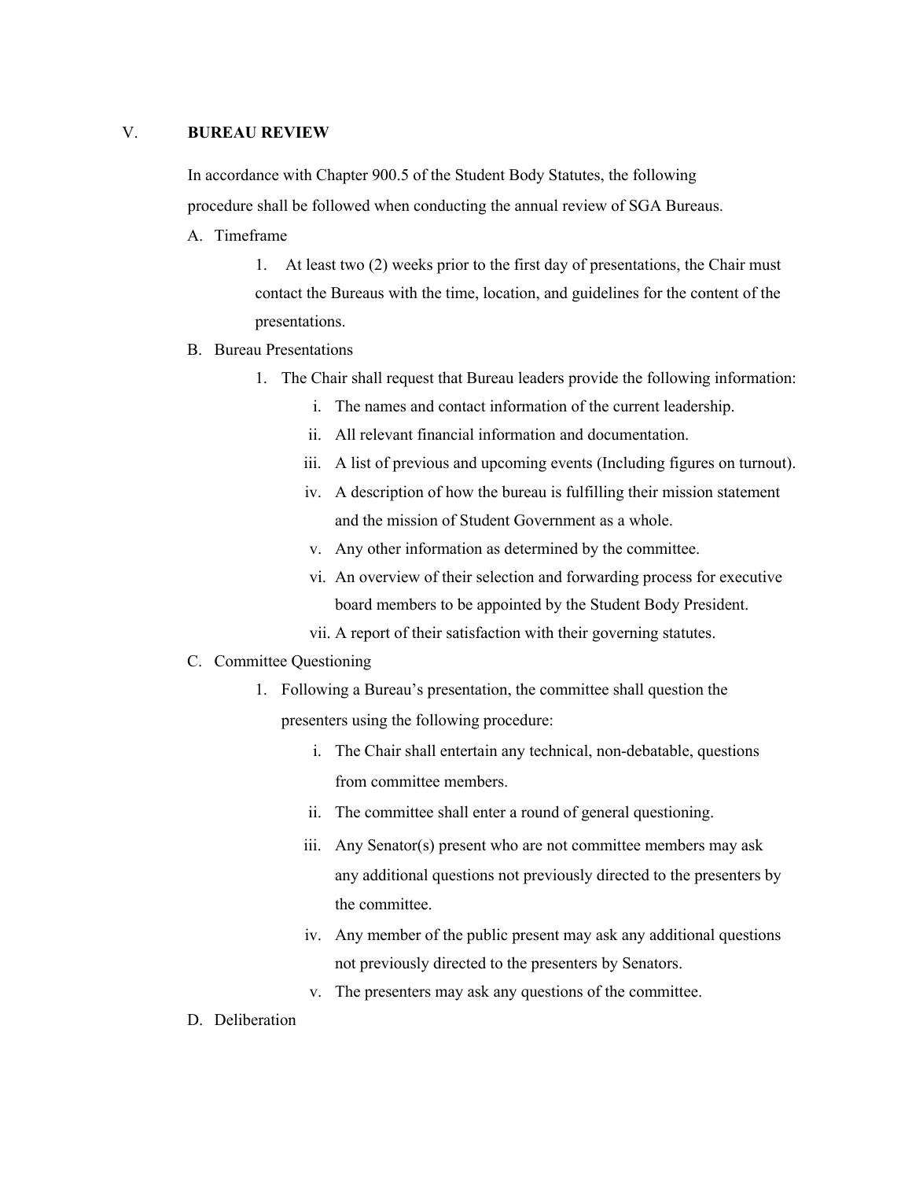## V. BUREAU REVIEW

In accordance with Chapter 900.5 of the Student Body Statutes, the following procedure shall be followed when conducting the annual review of SGA Bureaus.

A. Timeframe

   1. At least two (2) weeks prior to the first day of presentations, the Chair must contact the Bureaus with the time, location, and guidelines for the content of the presentations.

B. Bureau Presentations

   1. The Chair shall request that Bureau leaders provide the following information:
      - i. The names and contact information of the current leadership.
      - ii. All relevant financial information and documentation.
      - iii. A list of previous and upcoming events (Including figures on turnout).
      - iv. A description of how the bureau is fulfilling their mission statement and the mission of Student Government as a whole.
      - v. Any other information as determined by the committee.
      - vi. An overview of their selection and forwarding process for executive board members to be appointed by the Student Body President.
      - vii. A report of their satisfaction with their governing statutes.

C. Committee Questioning

   1. Following a Bureau's presentation, the committee shall question the presenters using the following procedure:
      - i. The Chair shall entertain any technical, non-debatable, questions from committee members.
      - ii. The committee shall enter a round of general questioning.
      - iii. Any Senator(s) present who are not committee members may ask any additional questions not previously directed to the presenters by the committee.
      - iv. Any member of the public present may ask any additional questions not previously directed to the presenters by Senators.
      - v. The presenters may ask any questions of the committee.

D. Deliberation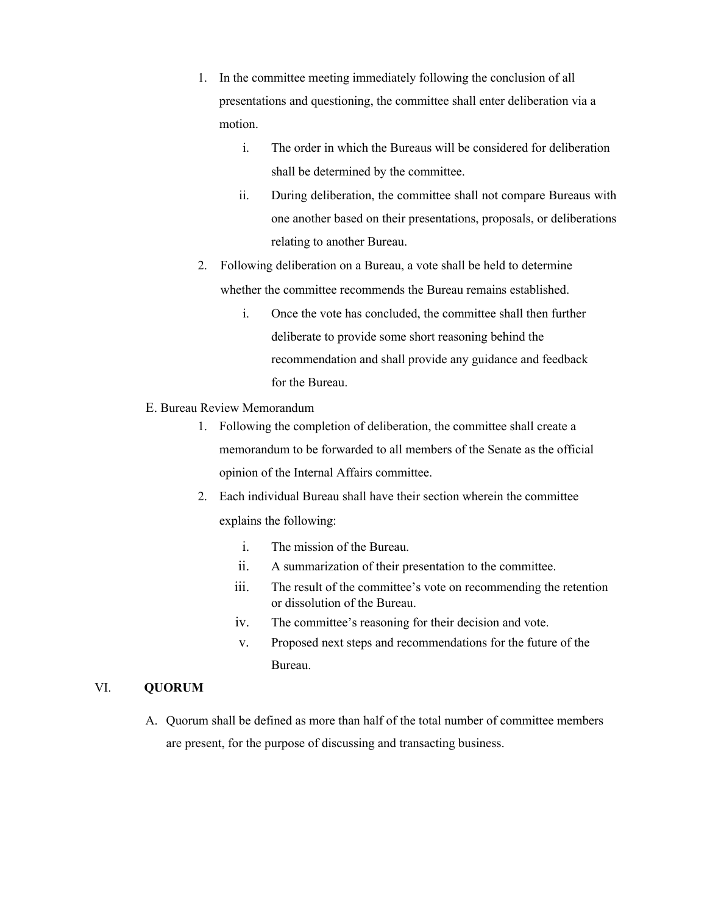1. In the committee meeting immediately following the conclusion of all presentations and questioning, the committee shall enter deliberation via a motion.
    - i. The order in which the Bureaus will be considered for deliberation shall be determined by the committee.
    - ii. During deliberation, the committee shall not compare Bureaus with one another based on their presentations, proposals, or deliberations relating to another Bureau.
2. Following deliberation on a Bureau, a vote shall be held to determine whether the committee recommends the Bureau remains established.
    - i. Once the vote has concluded, the committee shall then further deliberate to provide some short reasoning behind the recommendation and shall provide any guidance and feedback for the Bureau.

E. Bureau Review Memorandum

1. Following the completion of deliberation, the committee shall create a memorandum to be forwarded to all members of the Senate as the official opinion of the Internal Affairs committee.
2. Each individual Bureau shall have their section wherein the committee explains the following:
    - i. The mission of the Bureau.
    - ii. A summarization of their presentation to the committee.
    - iii. The result of the committee's vote on recommending the retention or dissolution of the Bureau.
    - iv. The committee's reasoning for their decision and vote.
    - v. Proposed next steps and recommendations for the future of the Bureau.

## VI. QUORUM

A. Quorum shall be defined as more than half of the total number of committee members are present, for the purpose of discussing and transacting business.